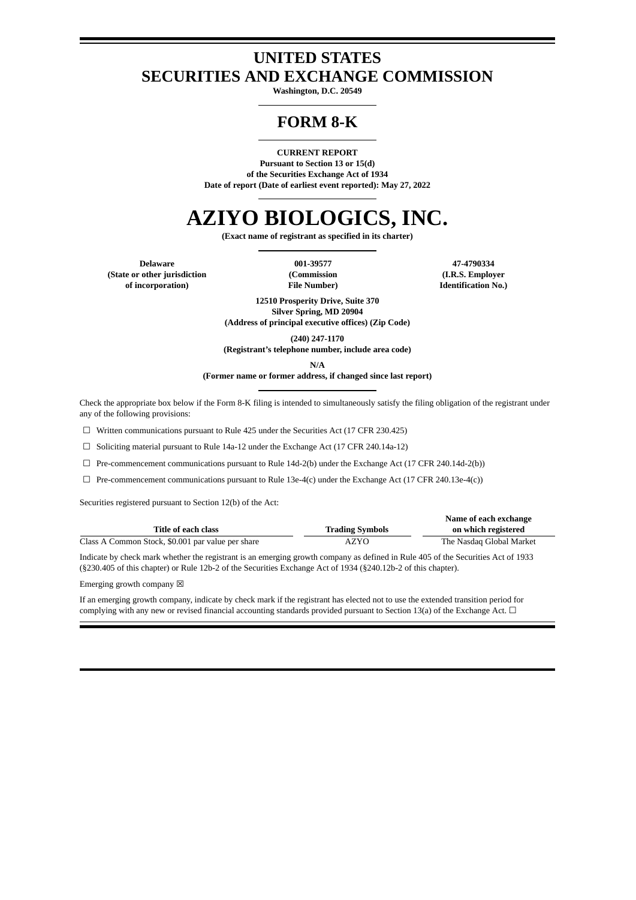# UNITED STATES
# SECURITIES AND EXCHANGE COMMISSION

**Washington, D.C. 20549**

# FORM 8-K

**CURRENT REPORT**
**Pursuant to Section 13 or 15(d)**
**of the Securities Exchange Act of 1934**
**Date of report (Date of earliest event reported): May 27, 2022**

# AZIYO BIOLOGICS, INC.

**(Exact name of registrant as specified in its charter)**

| Delaware | 001-39577 | 47-4790334 |
|---|---|---|
| (State or other jurisdiction of incorporation) | (Commission File Number) | (I.R.S. Employer Identification No.) |

**12510 Prosperity Drive, Suite 370**
**Silver Spring, MD 20904**
**(Address of principal executive offices) (Zip Code)**

**(240) 247-1170**
**(Registrant's telephone number, include area code)**

**N/A**
**(Former name or former address, if changed since last report)**

Check the appropriate box below if the Form 8-K filing is intended to simultaneously satisfy the filing obligation of the registrant under any of the following provisions:

☐ Written communications pursuant to Rule 425 under the Securities Act (17 CFR 230.425)

☐ Soliciting material pursuant to Rule 14a-12 under the Exchange Act (17 CFR 240.14a-12)

☐ Pre-commencement communications pursuant to Rule 14d-2(b) under the Exchange Act (17 CFR 240.14d-2(b))

☐ Pre-commencement communications pursuant to Rule 13e-4(c) under the Exchange Act (17 CFR 240.13e-4(c))

Securities registered pursuant to Section 12(b) of the Act:

| Title of each class | Trading Symbols | Name of each exchange on which registered |
|---|---|---|
| Class A Common Stock, $0.001 par value per share | AZYO | The Nasdaq Global Market |

Indicate by check mark whether the registrant is an emerging growth company as defined in Rule 405 of the Securities Act of 1933 (§230.405 of this chapter) or Rule 12b-2 of the Securities Exchange Act of 1934 (§240.12b-2 of this chapter).

Emerging growth company ☒

If an emerging growth company, indicate by check mark if the registrant has elected not to use the extended transition period for complying with any new or revised financial accounting standards provided pursuant to Section 13(a) of the Exchange Act. ☐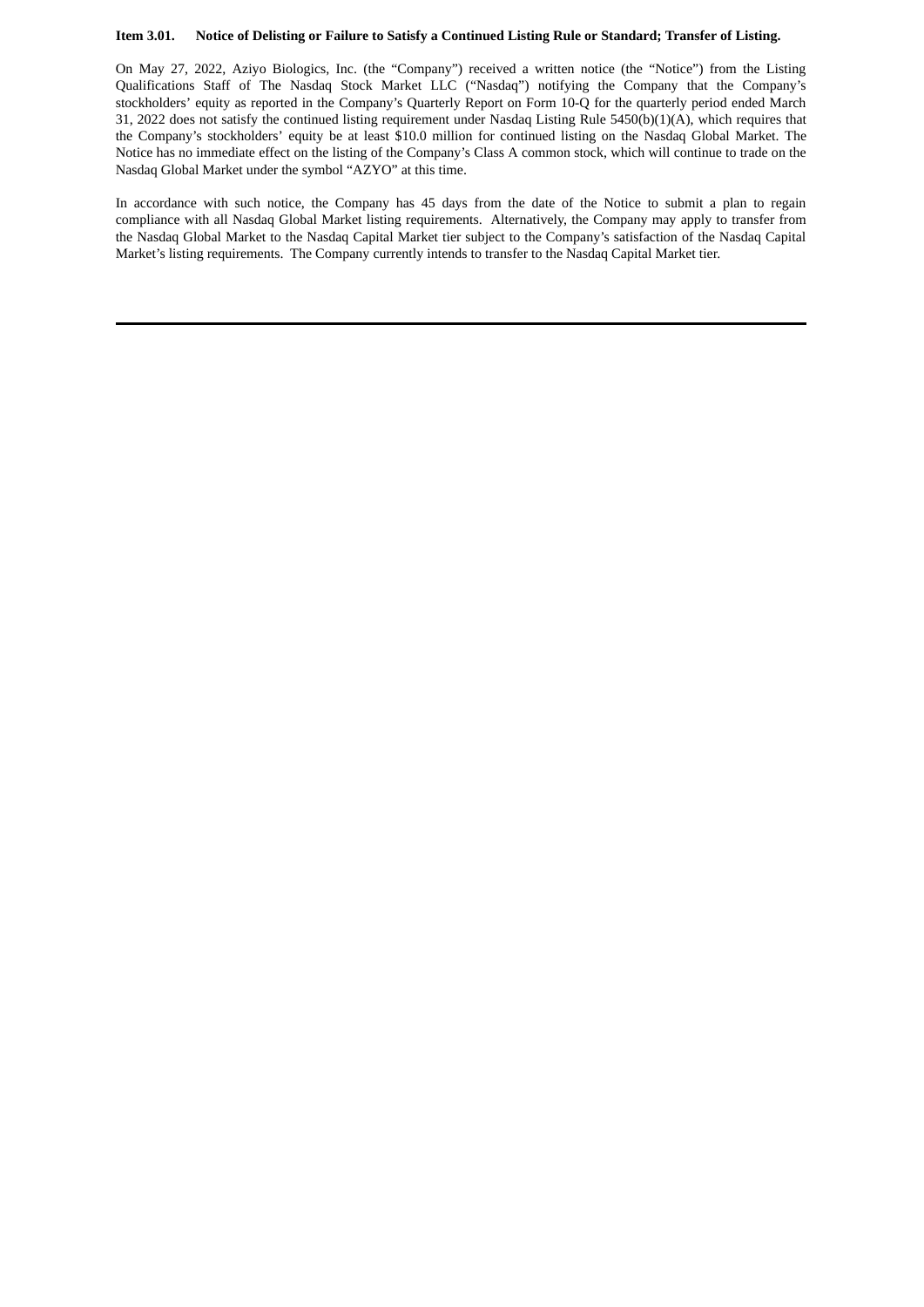**Item 3.01. Notice of Delisting or Failure to Satisfy a Continued Listing Rule or Standard; Transfer of Listing.**

On May 27, 2022, Aziyo Biologics, Inc. (the "Company") received a written notice (the "Notice") from the Listing Qualifications Staff of The Nasdaq Stock Market LLC ("Nasdaq") notifying the Company that the Company's stockholders' equity as reported in the Company's Quarterly Report on Form 10-Q for the quarterly period ended March 31, 2022 does not satisfy the continued listing requirement under Nasdaq Listing Rule 5450(b)(1)(A), which requires that the Company's stockholders' equity be at least $10.0 million for continued listing on the Nasdaq Global Market. The Notice has no immediate effect on the listing of the Company's Class A common stock, which will continue to trade on the Nasdaq Global Market under the symbol "AZYO" at this time.

In accordance with such notice, the Company has 45 days from the date of the Notice to submit a plan to regain compliance with all Nasdaq Global Market listing requirements. Alternatively, the Company may apply to transfer from the Nasdaq Global Market to the Nasdaq Capital Market tier subject to the Company's satisfaction of the Nasdaq Capital Market's listing requirements. The Company currently intends to transfer to the Nasdaq Capital Market tier.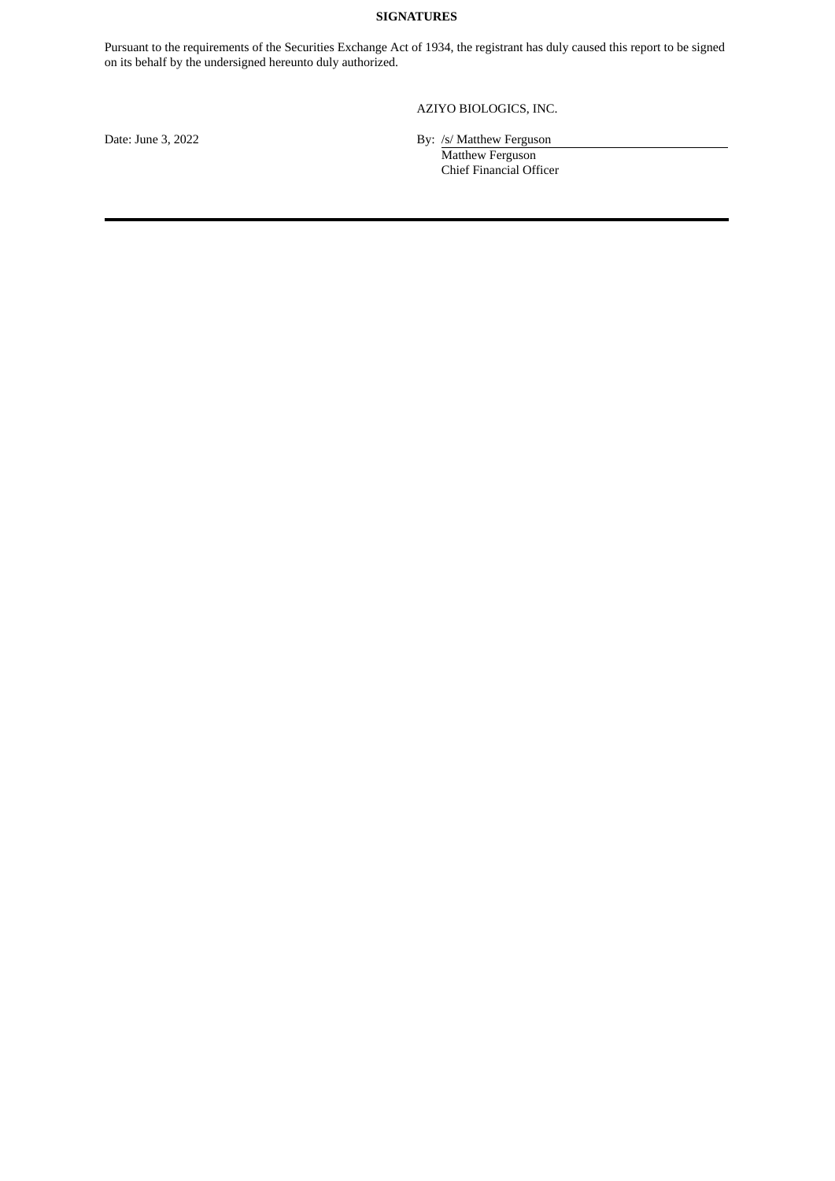**SIGNATURES**

Pursuant to the requirements of the Securities Exchange Act of 1934, the registrant has duly caused this report to be signed on its behalf by the undersigned hereunto duly authorized.

AZIYO BIOLOGICS, INC.

Date: June 3, 2022

By: /s/ Matthew Ferguson
Matthew Ferguson
Chief Financial Officer